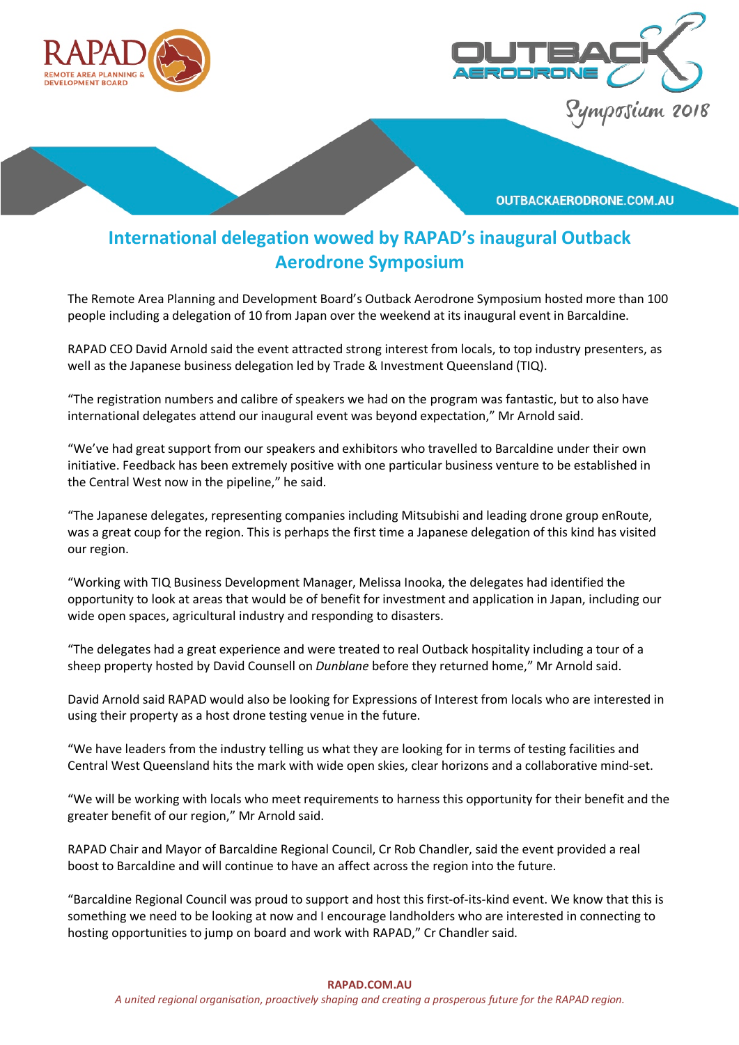# International delegation wowed by RAPAD's inaugural Outback Aerodrone Symposium

The Remote Area Planning and Development Board's Outback Aerodrone Symposium hosted more than 100 people including a delegation of 10 from Japan over the weekend at its inaugural event in Barcaldine.

RAPAD CEO David Arnold said the event attracted strong interest from locals, to top industry presenters, as well as the Japanese business delegation led by Trade & Investment Queensland (TIQ).

"The registration numbers and calibre of speakers we had on the program was fantastic, but to also have international delegates attend our inaugural event was beyond expectation," Mr Arnold said.

"We've had great support from our speakers and exhibitors who travelled to Barcaldine under their own initiative. Feedback has been extremely positive with one particular business venture to be established in the Central West now in the pipeline," he said.

"The Japanese delegates, representing companies including Mitsubishi and leading drone group enRoute, was a great coup for the region. This is perhaps the first time a Japanese delegation of this kind has visited our region.

"Working with TIQ Business Development Manager, Melissa Inooka, the delegates had identified the opportunity to look at areas that would be of benefit for investment and application in Japan, including our wide open spaces, agricultural industry and responding to disasters.

"The delegates had a great experience and were treated to real Outback hospitality including a tour of a sheep property hosted by David Counsell on *Dunblane* before they returned home," Mr Arnold said.

David Arnold said RAPAD would also be looking for Expressions of Interest from locals who are interested in using their property as a host drone testing venue in the future.

"We have leaders from the industry telling us what they are looking for in terms of testing facilities and Central West Queensland hits the mark with wide open skies, clear horizons and a collaborative mind-set.

"We will be working with locals who meet requirements to harness this opportunity for their benefit and the greater benefit of our region," Mr Arnold said.

RAPAD Chair and Mayor of Barcaldine Regional Council, Cr Rob Chandler, said the event provided a real boost to Barcaldine and will continue to have an affect across the region into the future.

"Barcaldine Regional Council was proud to support and host this first-of-its-kind event. We know that this is something we need to be looking at now and I encourage landholders who are interested in connecting to hosting opportunities to jump on board and work with RAPAD," Cr Chandler said.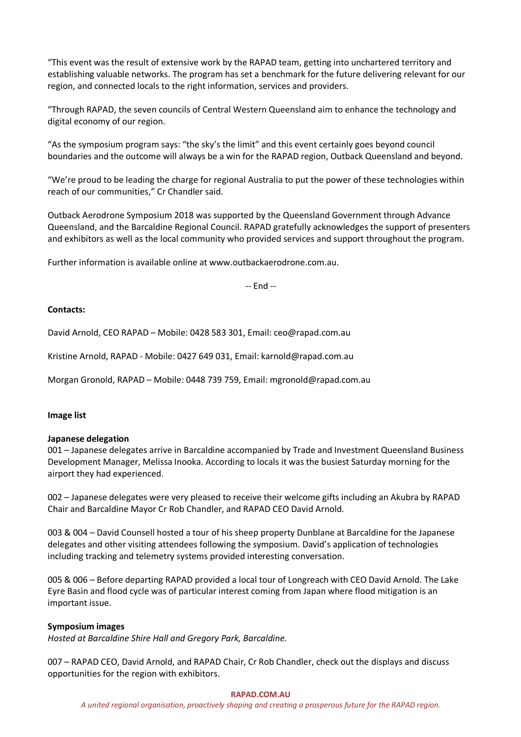"This event was the result of extensive work by the RAPAD team, getting into unchartered territory and establishing valuable networks. The program has set a benchmark for the future delivering relevant for our region, and connected locals to the right information, services and providers.

"Through RAPAD, the seven councils of Central Western Queensland aim to enhance the technology and digital economy of our region.

"As the symposium program says: "the sky's the limit" and this event certainly goes beyond council boundaries and the outcome will always be a win for the RAPAD region, Outback Queensland and beyond.

"We're proud to be leading the charge for regional Australia to put the power of these technologies within reach of our communities," Cr Chandler said.

Outback Aerodrone Symposium 2018 was supported by the Queensland Government through Advance Queensland, and the Barcaldine Regional Council. RAPAD gratefully acknowledges the support of presenters and exhibitors as well as the local community who provided services and support throughout the program.

Further information is available online at www.outbackaerodrone.com.au.

-- End --

**Contacts:**

David Arnold, CEO RAPAD – Mobile: 0428 583 301, Email: ceo@rapad.com.au

Kristine Arnold, RAPAD - Mobile: 0427 649 031, Email: karnold@rapad.com.au

Morgan Gronold, RAPAD – Mobile: 0448 739 759, Email: mgronold@rapad.com.au

**Image list**

**Japanese delegation**

001 – Japanese delegates arrive in Barcaldine accompanied by Trade and Investment Queensland Business Development Manager, Melissa Inooka. According to locals it was the busiest Saturday morning for the airport they had experienced.

002 – Japanese delegates were very pleased to receive their welcome gifts including an Akubra by RAPAD Chair and Barcaldine Mayor Cr Rob Chandler, and RAPAD CEO David Arnold.

003 & 004 – David Counsell hosted a tour of his sheep property Dunblane at Barcaldine for the Japanese delegates and other visiting attendees following the symposium. David's application of technologies including tracking and telemetry systems provided interesting conversation.

005 & 006 – Before departing RAPAD provided a local tour of Longreach with CEO David Arnold. The Lake Eyre Basin and flood cycle was of particular interest coming from Japan where flood mitigation is an important issue.

**Symposium images**

*Hosted at Barcaldine Shire Hall and Gregory Park, Barcaldine.*

007 – RAPAD CEO, David Arnold, and RAPAD Chair, Cr Rob Chandler, check out the displays and discuss opportunities for the region with exhibitors.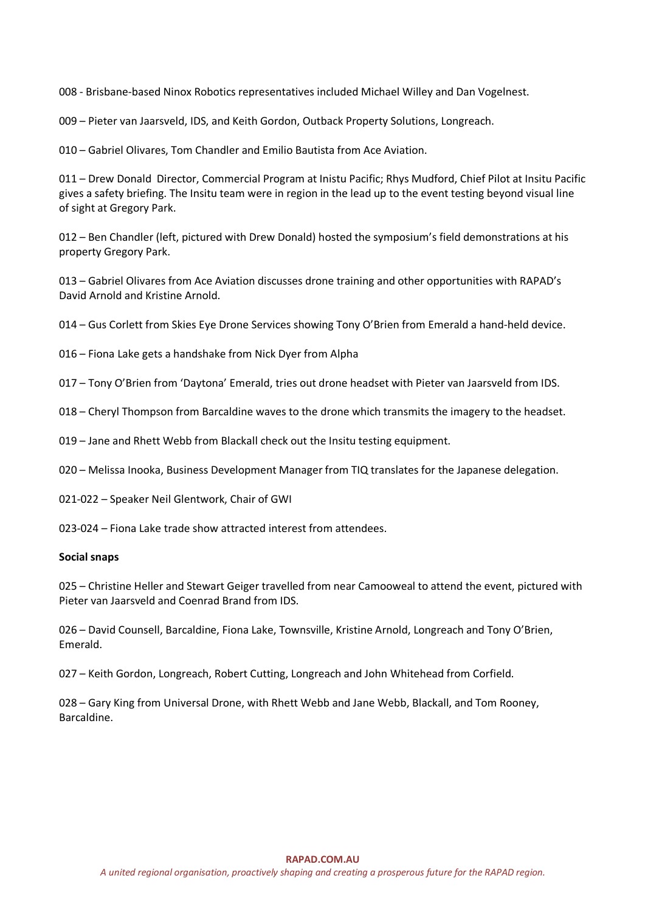008 - Brisbane-based Ninox Robotics representatives included Michael Willey and Dan Vogelnest.

009 – Pieter van Jaarsveld, IDS, and Keith Gordon, Outback Property Solutions, Longreach.

010 – Gabriel Olivares, Tom Chandler and Emilio Bautista from Ace Aviation.

011 – Drew Donald  Director, Commercial Program at Inistu Pacific; Rhys Mudford, Chief Pilot at Insitu Pacific gives a safety briefing. The Insitu team were in region in the lead up to the event testing beyond visual line of sight at Gregory Park.

012 – Ben Chandler (left, pictured with Drew Donald) hosted the symposium's field demonstrations at his property Gregory Park.

013 – Gabriel Olivares from Ace Aviation discusses drone training and other opportunities with RAPAD's David Arnold and Kristine Arnold.

014 – Gus Corlett from Skies Eye Drone Services showing Tony O'Brien from Emerald a hand-held device.

016 – Fiona Lake gets a handshake from Nick Dyer from Alpha

017 – Tony O'Brien from 'Daytona' Emerald, tries out drone headset with Pieter van Jaarsveld from IDS.

018 – Cheryl Thompson from Barcaldine waves to the drone which transmits the imagery to the headset.

019 – Jane and Rhett Webb from Blackall check out the Insitu testing equipment.

020 – Melissa Inooka, Business Development Manager from TIQ translates for the Japanese delegation.

021-022 – Speaker Neil Glentwork, Chair of GWI

023-024 – Fiona Lake trade show attracted interest from attendees.

**Social snaps**

025 – Christine Heller and Stewart Geiger travelled from near Camooweal to attend the event, pictured with Pieter van Jaarsveld and Coenrad Brand from IDS.

026 – David Counsell, Barcaldine, Fiona Lake, Townsville, Kristine Arnold, Longreach and Tony O'Brien, Emerald.

027 – Keith Gordon, Longreach, Robert Cutting, Longreach and John Whitehead from Corfield.

028 – Gary King from Universal Drone, with Rhett Webb and Jane Webb, Blackall, and Tom Rooney, Barcaldine.